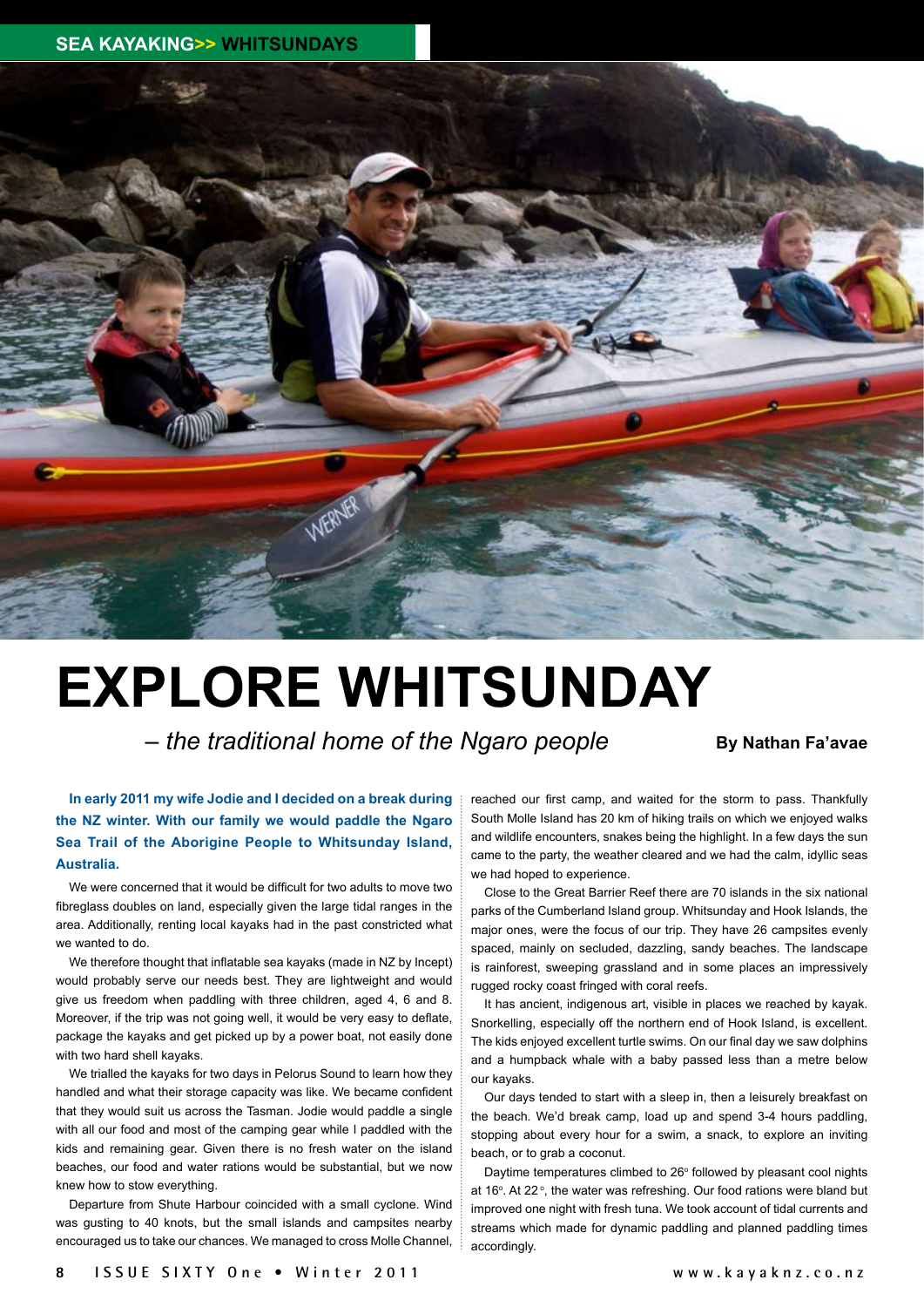# EXPLORE WHITSUNDAY

*– the traditional home of the Ngaro people*

**By Nathan Fa'avae**

**In early 2011 my wife Jodie and I decided on a break during the NZ winter. With our family we would paddle the Ngaro Sea Trail of the Aborigine People to Whitsunday Island, Australia.**

We were concerned that it would be difficult for two adults to move two fibreglass doubles on land, especially given the large tidal ranges in the area. Additionally, renting local kayaks had in the past constricted what we wanted to do.

We therefore thought that inflatable sea kayaks (made in NZ by Incept) would probably serve our needs best. They are lightweight and would give us freedom when paddling with three children, aged 4, 6 and 8. Moreover, if the trip was not going well, it would be very easy to deflate, package the kayaks and get picked up by a power boat, not easily done with two hard shell kayaks.

We trialled the kayaks for two days in Pelorus Sound to learn how they handled and what their storage capacity was like. We became confident that they would suit us across the Tasman. Jodie would paddle a single with all our food and most of the camping gear while I paddled with the kids and remaining gear. Given there is no fresh water on the island beaches, our food and water rations would be substantial, but we now knew how to stow everything.

Departure from Shute Harbour coincided with a small cyclone. Wind was gusting to 40 knots, but the small islands and campsites nearby encouraged us to take our chances. We managed to cross Molle Channel, reached our first camp, and waited for the storm to pass. Thankfully South Molle Island has 20 km of hiking trails on which we enjoyed walks and wildlife encounters, snakes being the highlight. In a few days the sun came to the party, the weather cleared and we had the calm, idyllic seas we had hoped to experience.

Close to the Great Barrier Reef there are 70 islands in the six national parks of the Cumberland Island group. Whitsunday and Hook Islands, the major ones, were the focus of our trip. They have 26 campsites evenly spaced, mainly on secluded, dazzling, sandy beaches. The landscape is rainforest, sweeping grassland and in some places an impressively rugged rocky coast fringed with coral reefs.

It has ancient, indigenous art, visible in places we reached by kayak. Snorkelling, especially off the northern end of Hook Island, is excellent. The kids enjoyed excellent turtle swims. On our final day we saw dolphins and a humpback whale with a baby passed less than a metre below our kayaks.

Our days tended to start with a sleep in, then a leisurely breakfast on the beach. We'd break camp, load up and spend 3-4 hours paddling, stopping about every hour for a swim, a snack, to explore an inviting beach, or to grab a coconut.

Daytime temperatures climbed to 26º followed by pleasant cool nights at 16º. At 22°, the water was refreshing. Our food rations were bland but improved one night with fresh tuna. We took account of tidal currents and streams which made for dynamic paddling and planned paddling times accordingly.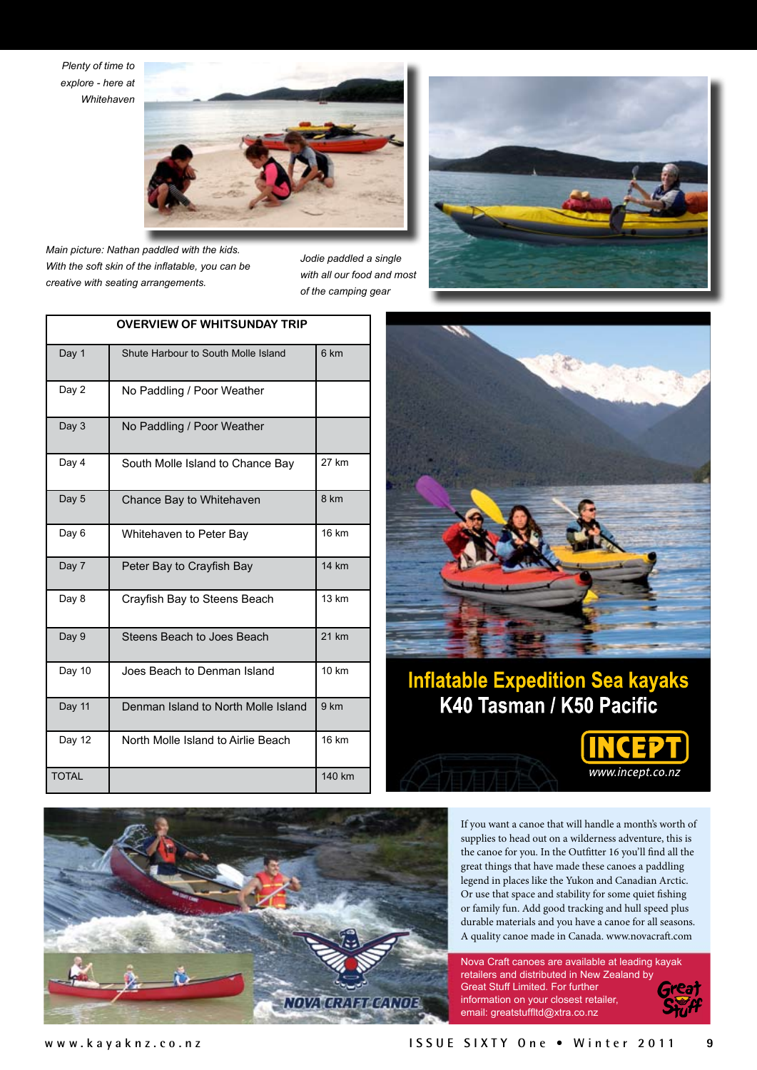*Plenty of time to explore - here at Whitehaven*

*Main picture: Nathan paddled with the kids. With the soft skin of the inflatable, you can be creative with seating arrangements.*

*Jodie paddled a single with all our food and most of the camping gear*

| OVERVIEW OF WHITSUNDAY TRIP | | |
|---|---|---|
| Day 1 | Shute Harbour to South Molle Island | 6 km |
| Day 2 | No Paddling / Poor Weather | |
| Day 3 | No Paddling / Poor Weather | |
| Day 4 | South Molle Island to Chance Bay | 27 km |
| Day 5 | Chance Bay to Whitehaven | 8 km |
| Day 6 | Whitehaven to Peter Bay | 16 km |
| Day 7 | Peter Bay to Crayfish Bay | 14 km |
| Day 8 | Crayfish Bay to Steens Beach | 13 km |
| Day 9 | Steens Beach to Joes Beach | 21 km |
| Day 10 | Joes Beach to Denman Island | 10 km |
| Day 11 | Denman Island to North Molle Island | 9 km |
| Day 12 | North Molle Island to Airlie Beach | 16 km |
| TOTAL | | 140 km |

**Inflatable Expedition Sea kayaks**
**K40 Tasman / K50 Pacific**

INCEPT
www.incept.co.nz

If you want a canoe that will handle a month's worth of supplies to head out on a wilderness adventure, this is the canoe for you. In the Outfitter 16 you'll find all the great things that have made these canoes a paddling legend in places like the Yukon and Canadian Arctic. Or use that space and stability for some quiet fishing or family fun. Add good tracking and hull speed plus durable materials and you have a canoe for all seasons. A quality canoe made in Canada. www.novacraft.com

NOVA CRAFT CANOE

Nova Craft canoes are available at leading kayak retailers and distributed in New Zealand by Great Stuff Limited. For further information on your closest retailer, email: greatstuffltd@xtra.co.nz

Great Stuff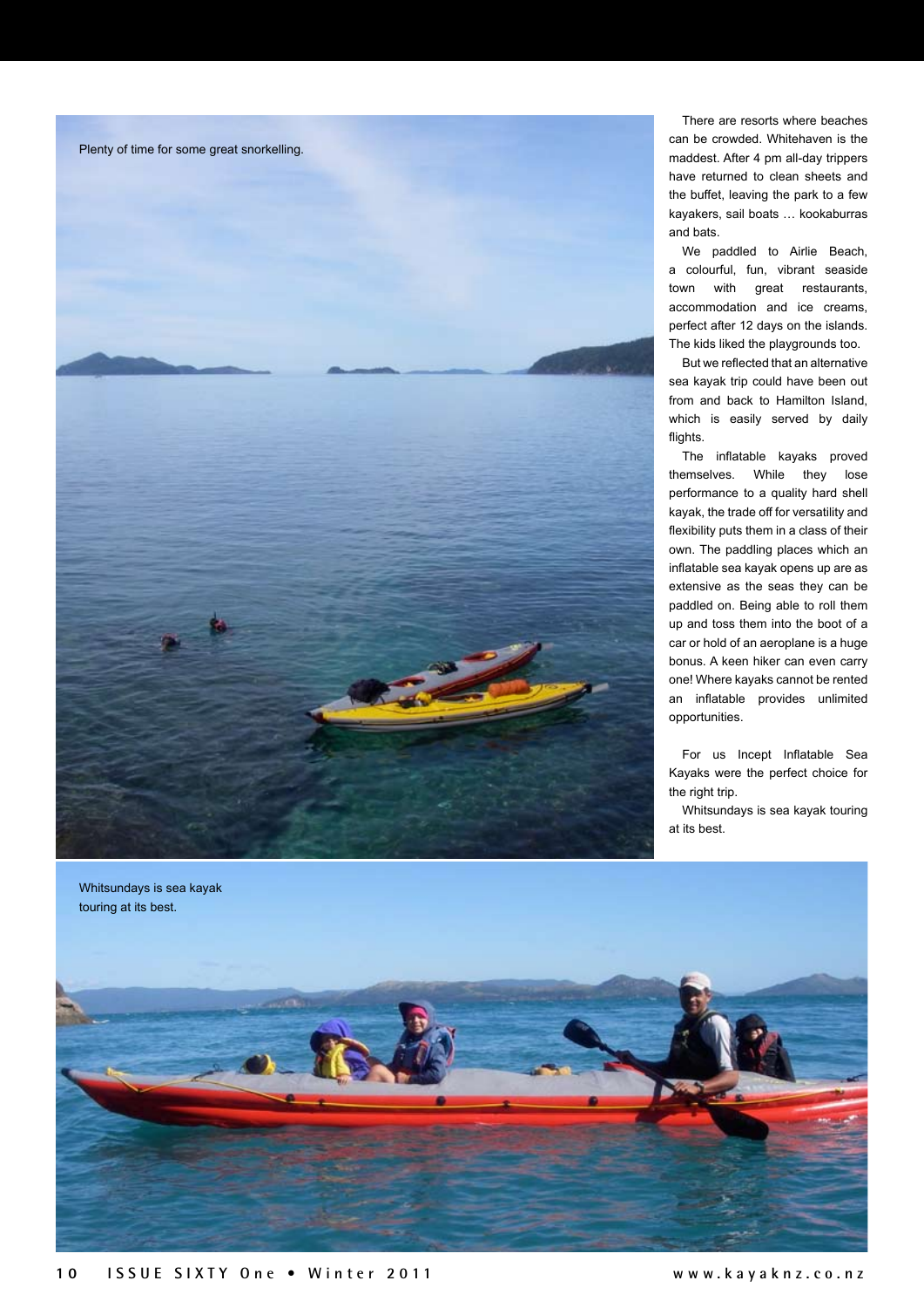Plenty of time for some great snorkelling.

There are resorts where beaches can be crowded. Whitehaven is the maddest. After 4 pm all-day trippers have returned to clean sheets and the buffet, leaving the park to a few kayakers, sail boats … kookaburras and bats.

We paddled to Airlie Beach, a colourful, fun, vibrant seaside town with great restaurants, accommodation and ice creams, perfect after 12 days on the islands. The kids liked the playgrounds too.

But we reflected that an alternative sea kayak trip could have been out from and back to Hamilton Island, which is easily served by daily flights.

The inflatable kayaks proved themselves. While they lose performance to a quality hard shell kayak, the trade off for versatility and flexibility puts them in a class of their own. The paddling places which an inflatable sea kayak opens up are as extensive as the seas they can be paddled on. Being able to roll them up and toss them into the boot of a car or hold of an aeroplane is a huge bonus. A keen hiker can even carry one! Where kayaks cannot be rented an inflatable provides unlimited opportunities.

For us Incept Inflatable Sea Kayaks were the perfect choice for the right trip.

Whitsundays is sea kayak touring at its best.

Whitsundays is sea kayak touring at its best.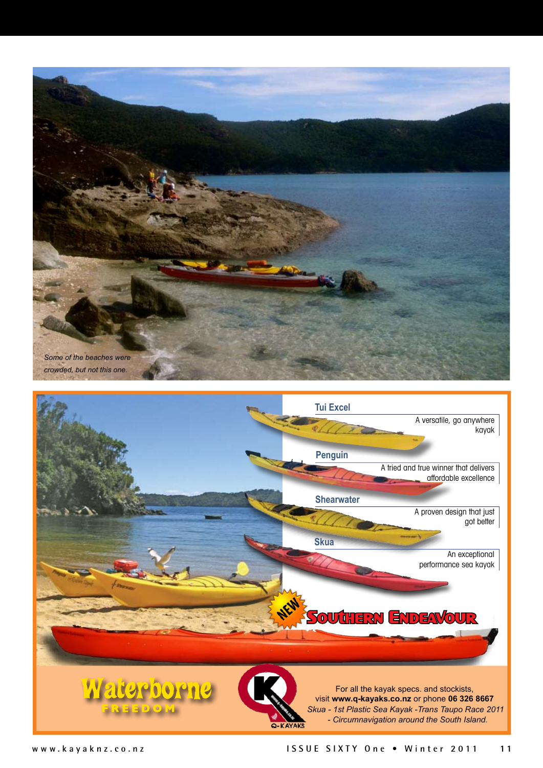*Some of the beaches were crowded, but not this one.*

**Tui Excel**
A versatile, go anywhere kayak

**Penguin**
A tried and true winner that delivers affordable excellence

**Shearwater**
A proven design that just got better

**Skua**
An exceptional performance sea kayak

NEW **SOUTHERN ENDEAVOUR**

**Waterborne**
FREEDOM

Q-KAYAKS

For all the kayak specs. and stockists, visit **www.q-kayaks.co.nz** or phone **06 326 8667**
*Skua - 1st Plastic Sea Kayak -Trans Taupo Race 2011 - Circumnavigation around the South Island.*